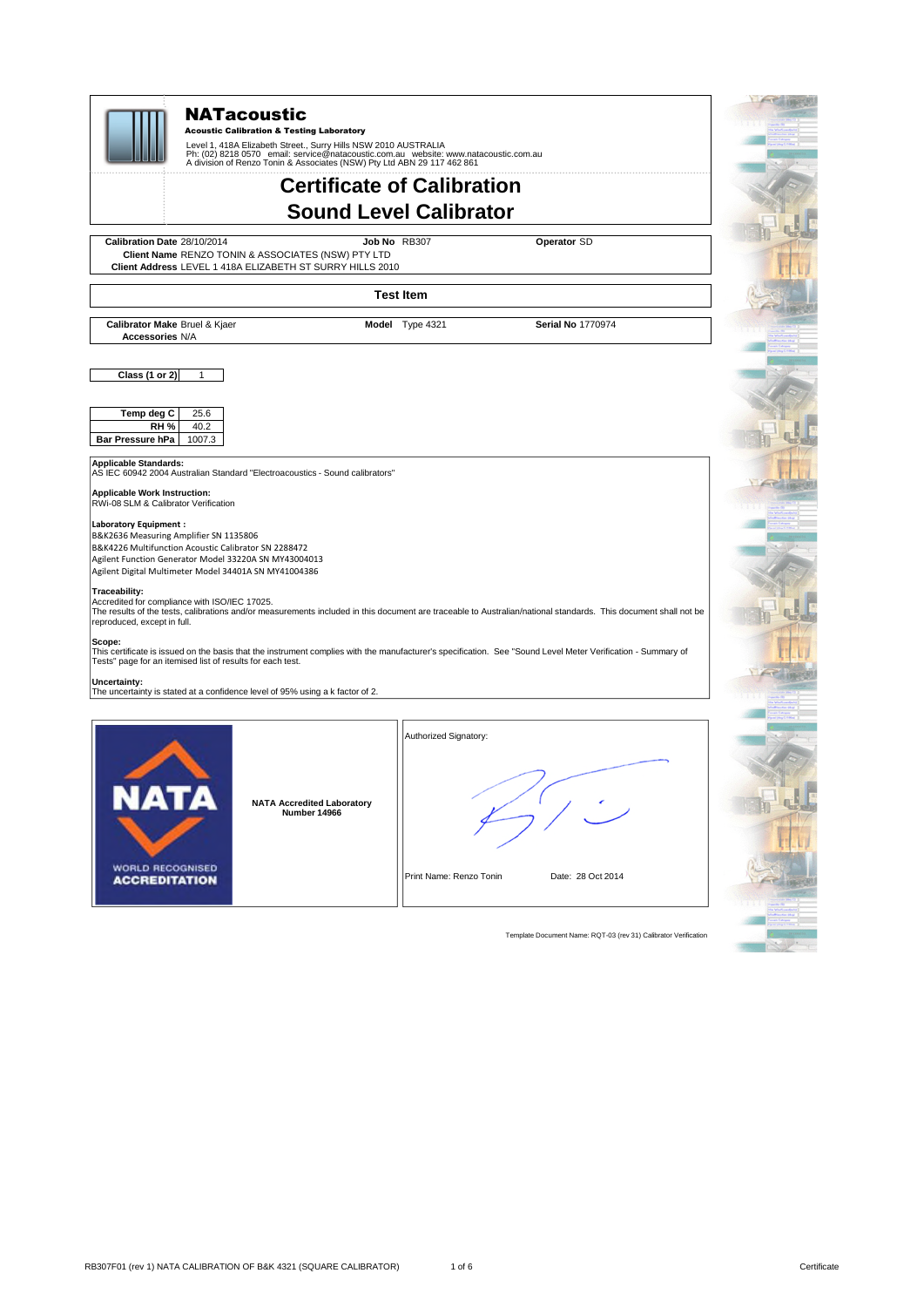# NATacoustic

**Acoustic Calibration & Testing Laboratory**

Level 1, 418A Elizabeth Street., Surry Hills NSW 2010 AUSTRALIA
Ph: (02) 8218 0570 email: service@natacoustic.com.au website: www.natacoustic.com.au
A division of Renzo Tonin & Associates (NSW) Pty Ltd ABN 29 117 462 861

# Certificate of Calibration
# Sound Level Calibrator

**Calibration Date** 28/10/2014 **Job No** RB307 **Operator** SD
**Client Name** RENZO TONIN & ASSOCIATES (NSW) PTY LTD
**Client Address** LEVEL 1 418A ELIZABETH ST SURRY HILLS 2010

## Test Item

**Calibrator Make** Bruel & Kjaer **Model** Type 4321 **Serial No** 1770974
**Accessories** N/A

| Class (1 or 2) | 1 |
|---|---|

| Temp deg C | 25.6 |
|---|---|
| RH % | 40.2 |
| Bar Pressure hPa | 1007.3 |

**Applicable Standards:**
AS IEC 60942 2004 Australian Standard "Electroacoustics - Sound calibrators"

**Applicable Work Instruction:**
RWi-08 SLM & Calibrator Verification

**Laboratory Equipment :**
B&K2636 Measuring Amplifier SN 1135806
B&K4226 Multifunction Acoustic Calibrator SN 2288472
Agilent Function Generator Model 33220A SN MY43004013
Agilent Digital Multimeter Model 34401A SN MY41004386

**Traceability:**
Accredited for compliance with ISO/IEC 17025.
The results of the tests, calibrations and/or measurements included in this document are traceable to Australian/national standards. This document shall not be reproduced, except in full.

**Scope:**
This certificate is issued on the basis that the instrument complies with the manufacturer's specification. See "Sound Level Meter Verification - Summary of Tests" page for an itemised list of results for each test.

**Uncertainty:**
The uncertainty is stated at a confidence level of 95% using a k factor of 2.

NATA WORLD RECOGNISED ACCREDITATION

**NATA Accredited Laboratory Number 14966**

Authorized Signatory:

Print Name: Renzo Tonin Date: 28 Oct 2014

Template Document Name: RQT-03 (rev 31) Calibrator Verification

RB307F01 (rev 1) NATA CALIBRATION OF B&K 4321 (SQUARE CALIBRATOR)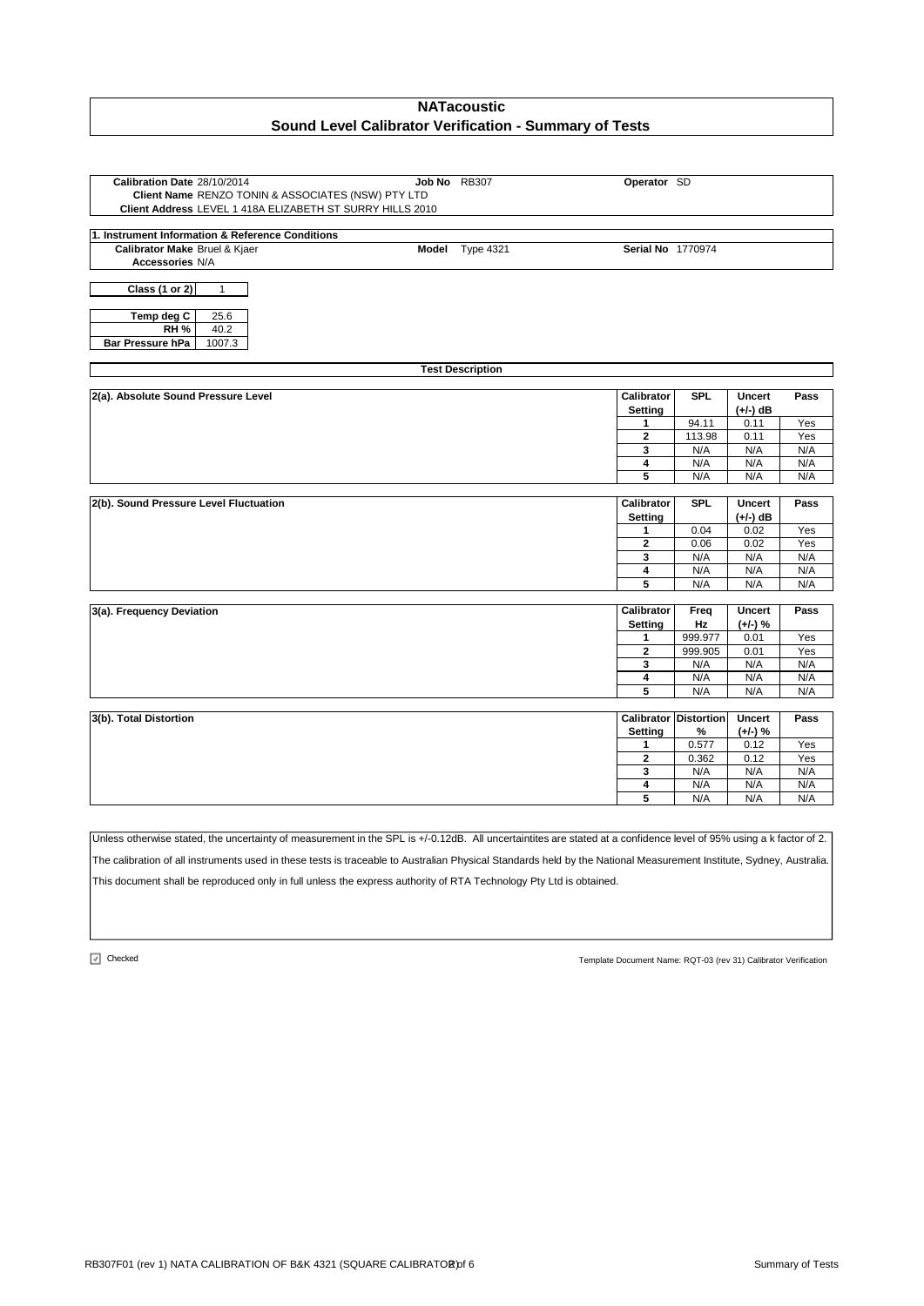# NATacoustic

## Sound Level Calibrator Verification - Summary of Tests

**Calibration Date** 28/10/2014 **Job No** RB307 **Operator** SD
**Client Name** RENZO TONIN & ASSOCIATES (NSW) PTY LTD
**Client Address** LEVEL 1 418A ELIZABETH ST SURRY HILLS 2010

### 1. Instrument Information & Reference Conditions

**Calibrator Make** Bruel & Kjaer **Model** Type 4321 **Serial No** 1770974
**Accessories** N/A

| Class (1 or 2) | 1 |
|---|---|

| Temp deg C | 25.6 |
|---|---|
| RH % | 40.2 |
| Bar Pressure hPa | 1007.3 |

### Test Description

**2(a). Absolute Sound Pressure Level**

| Calibrator Setting | SPL | Uncert (+/-) dB | Pass |
|---|---|---|---|
| 1 | 94.11 | 0.11 | Yes |
| 2 | 113.98 | 0.11 | Yes |
| 3 | N/A | N/A | N/A |
| 4 | N/A | N/A | N/A |
| 5 | N/A | N/A | N/A |

**2(b). Sound Pressure Level Fluctuation**

| Calibrator Setting | SPL | Uncert (+/-) dB | Pass |
|---|---|---|---|
| 1 | 0.04 | 0.02 | Yes |
| 2 | 0.06 | 0.02 | Yes |
| 3 | N/A | N/A | N/A |
| 4 | N/A | N/A | N/A |
| 5 | N/A | N/A | N/A |

**3(a). Frequency Deviation**

| Calibrator Setting | Freq Hz | Uncert (+/-) % | Pass |
|---|---|---|---|
| 1 | 999.977 | 0.01 | Yes |
| 2 | 999.905 | 0.01 | Yes |
| 3 | N/A | N/A | N/A |
| 4 | N/A | N/A | N/A |
| 5 | N/A | N/A | N/A |

**3(b). Total Distortion**

| Calibrator Setting | Distortion % | Uncert (+/-) % | Pass |
|---|---|---|---|
| 1 | 0.577 | 0.12 | Yes |
| 2 | 0.362 | 0.12 | Yes |
| 3 | N/A | N/A | N/A |
| 4 | N/A | N/A | N/A |
| 5 | N/A | N/A | N/A |

Unless otherwise stated, the uncertainty of measurement in the SPL is +/-0.12dB. All uncertaintites are stated at a confidence level of 95% using a k factor of 2.

The calibration of all instruments used in these tests is traceable to Australian Physical Standards held by the National Measurement Institute, Sydney, Australia.

This document shall be reproduced only in full unless the express authority of RTA Technology Pty Ltd is obtained.

☑ Checked

Template Document Name: RQT-03 (rev 31) Calibrator Verification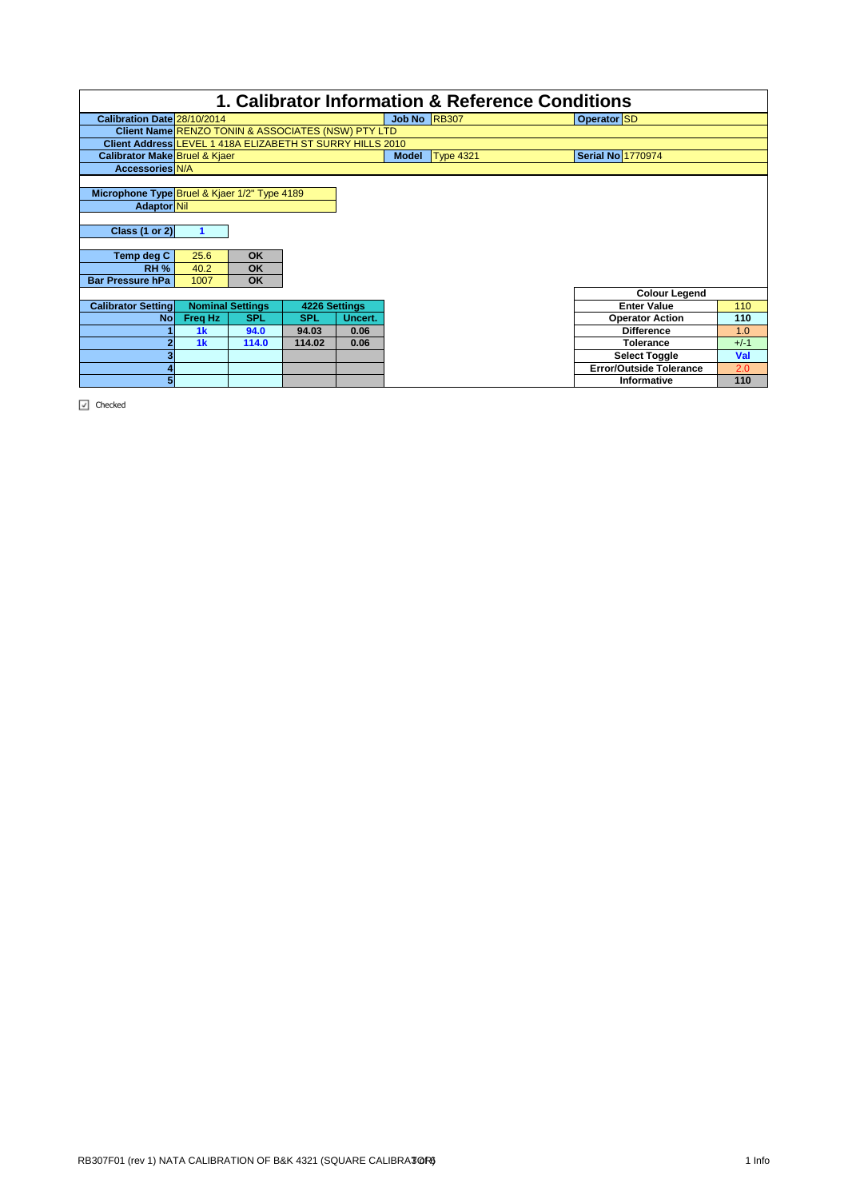# 1. Calibrator Information & Reference Conditions

| | | | | | |
|---|---|---|---|---|---|
| **Calibration Date** | 28/10/2014 | **Job No** | RB307 | **Operator** | SD |
| **Client Name** | RENZO TONIN & ASSOCIATES (NSW) PTY LTD | | | | |
| **Client Address** | LEVEL 1 418A ELIZABETH ST SURRY HILLS 2010 | | | | |
| **Calibrator Make** | Bruel & Kjaer | **Model** | Type 4321 | **Serial No** | 1770974 |
| **Accessories** | N/A | | | | |

| | |
|---|---|
| **Microphone Type** | Bruel & Kjaer 1/2" Type 4189 |
| **Adaptor** | Nil |

| | |
|---|---|
| **Class (1 or 2)** | 1 |

| | | |
|---|---|---|
| **Temp deg C** | 25.6 | OK |
| **RH %** | 40.2 | OK |
| **Bar Pressure hPa** | 1007 | OK |

| **Calibrator Setting** | **Nominal Settings** | | **4226 Settings** | |
|---|---|---|---|---|
| **No** | **Freq Hz** | **SPL** | **SPL** | **Uncert.** |
| 1 | 1k | 94.0 | 94.03 | 0.06 |
| 2 | 1k | 114.0 | 114.02 | 0.06 |
| 3 | | | | |
| 4 | | | | |
| 5 | | | | |

| **Colour Legend** | |
|---|---|
| **Enter Value** | 110 |
| **Operator Action** | 110 |
| **Difference** | 1.0 |
| **Tolerance** | +/-1 |
| **Select Toggle** | Val |
| **Error/Outside Tolerance** | 2.0 |
| **Informative** | 110 |

☑ Checked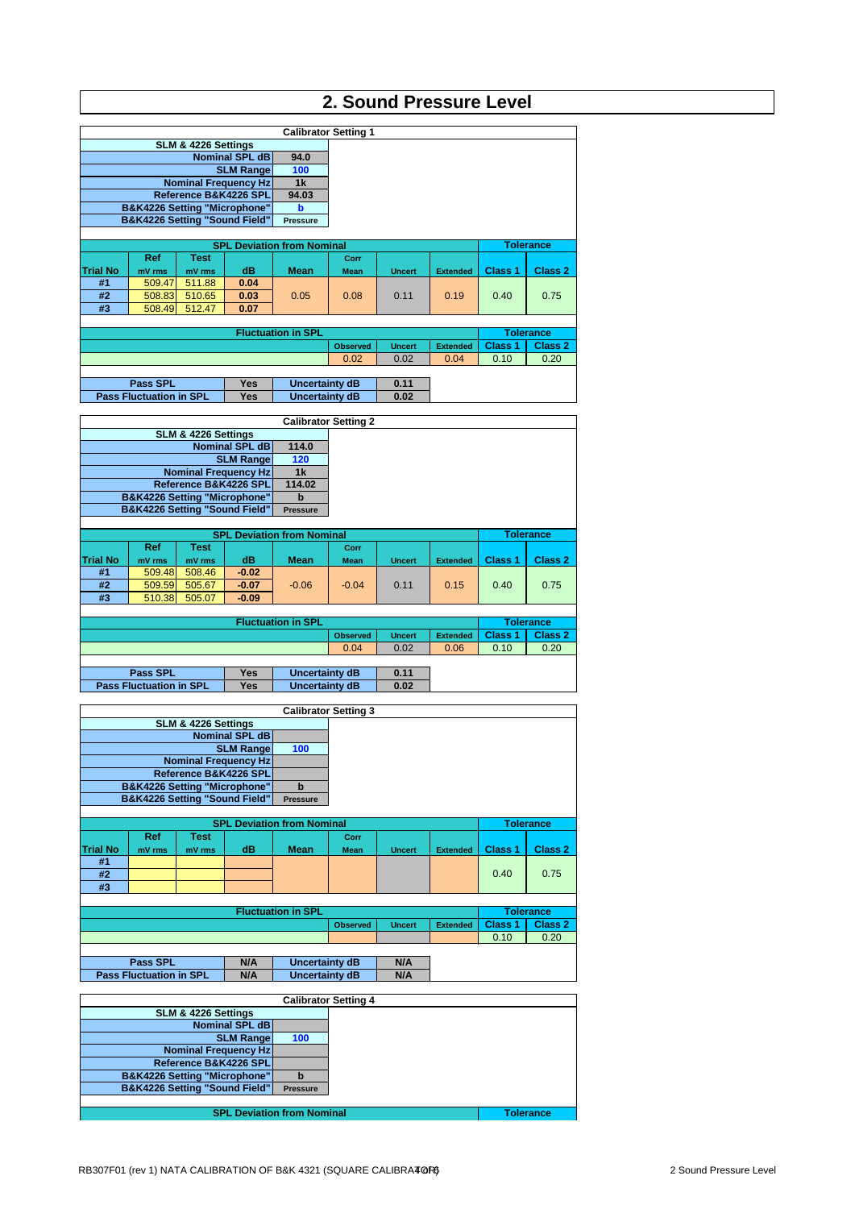# 2. Sound Pressure Level

**Calibrator Setting 1**

| SLM & 4226 Settings | |
|---|---|
| Nominal SPL dB | 94.0 |
| SLM Range | 100 |
| Nominal Frequency Hz | 1k |
| Reference B&K4226 SPL | 94.03 |
| B&K4226 Setting "Microphone" | b |
| B&K4226 Setting "Sound Field" | Pressure |

| SPL Deviation from Nominal | | | | | | | | Tolerance | |
|---|---|---|---|---|---|---|---|---|---|
| Trial No | Ref mV rms | Test mV rms | dB | Mean | Corr Mean | Uncert | Extended | Class 1 | Class 2 |
| #1 | 509.47 | 511.88 | 0.04 | 0.05 | 0.08 | 0.11 | 0.19 | 0.40 | 0.75 |
| #2 | 508.83 | 510.65 | 0.03 | | | | | | |
| #3 | 508.49 | 512.47 | 0.07 | | | | | | |

| Fluctuation in SPL | | | | Tolerance | |
|---|---|---|---|---|---|
| | Observed | Uncert | Extended | Class 1 | Class 2 |
| | 0.02 | 0.02 | 0.04 | 0.10 | 0.20 |

| | | | |
|---|---|---|---|
| Pass SPL | Yes | Uncertainty dB | 0.11 |
| Pass Fluctuation in SPL | Yes | Uncertainty dB | 0.02 |

**Calibrator Setting 2**

| SLM & 4226 Settings | |
|---|---|
| Nominal SPL dB | 114.0 |
| SLM Range | 120 |
| Nominal Frequency Hz | 1k |
| Reference B&K4226 SPL | 114.02 |
| B&K4226 Setting "Microphone" | b |
| B&K4226 Setting "Sound Field" | Pressure |

| SPL Deviation from Nominal | | | | | | | | Tolerance | |
|---|---|---|---|---|---|---|---|---|---|
| Trial No | Ref mV rms | Test mV rms | dB | Mean | Corr Mean | Uncert | Extended | Class 1 | Class 2 |
| #1 | 509.48 | 508.46 | -0.02 | -0.06 | -0.04 | 0.11 | 0.15 | 0.40 | 0.75 |
| #2 | 509.59 | 505.67 | -0.07 | | | | | | |
| #3 | 510.38 | 505.07 | -0.09 | | | | | | |

| Fluctuation in SPL | | | | Tolerance | |
|---|---|---|---|---|---|
| | Observed | Uncert | Extended | Class 1 | Class 2 |
| | 0.04 | 0.02 | 0.06 | 0.10 | 0.20 |

| | | | |
|---|---|---|---|
| Pass SPL | Yes | Uncertainty dB | 0.11 |
| Pass Fluctuation in SPL | Yes | Uncertainty dB | 0.02 |

**Calibrator Setting 3**

| SLM & 4226 Settings | |
|---|---|
| Nominal SPL dB | |
| SLM Range | 100 |
| Nominal Frequency Hz | |
| Reference B&K4226 SPL | |
| B&K4226 Setting "Microphone" | b |
| B&K4226 Setting "Sound Field" | Pressure |

| SPL Deviation from Nominal | | | | | | | | Tolerance | |
|---|---|---|---|---|---|---|---|---|---|
| Trial No | Ref mV rms | Test mV rms | dB | Mean | Corr Mean | Uncert | Extended | Class 1 | Class 2 |
| #1 | | | | | | | | 0.40 | 0.75 |
| #2 | | | | | | | | | |
| #3 | | | | | | | | | |

| Fluctuation in SPL | | | | Tolerance | |
|---|---|---|---|---|---|
| | Observed | Uncert | Extended | Class 1 | Class 2 |
| | | | | 0.10 | 0.20 |

| | | | |
|---|---|---|---|
| Pass SPL | N/A | Uncertainty dB | N/A |
| Pass Fluctuation in SPL | N/A | Uncertainty dB | N/A |

**Calibrator Setting 4**

| SLM & 4226 Settings | |
|---|---|
| Nominal SPL dB | |
| SLM Range | 100 |
| Nominal Frequency Hz | |
| Reference B&K4226 SPL | |
| B&K4226 Setting "Microphone" | b |
| B&K4226 Setting "Sound Field" | Pressure |

| SPL Deviation from Nominal | Tolerance |
|---|---|

RB307F01 (rev 1) NATA CALIBRATION OF B&K 4321 (SQUARE CALIBRATOR) — 2 Sound Pressure Level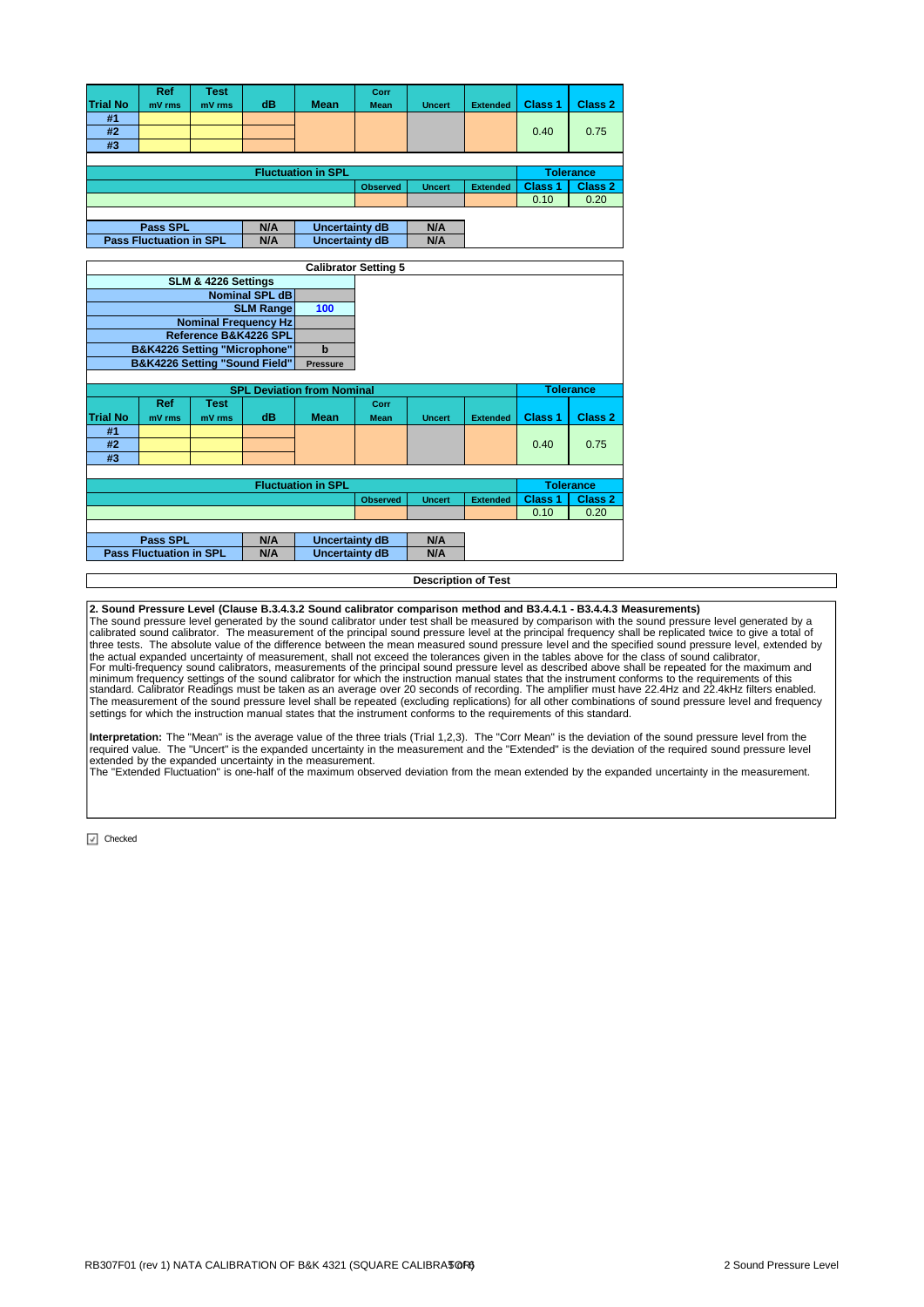| Trial No | Ref mV rms | Test mV rms | dB | Mean | Corr Mean | Uncert | Extended | Class 1 | Class 2 |
|---|---|---|---|---|---|---|---|---|---|
| #1 | | | | | | | | | |
| #2 | | | | | | | | 0.40 | 0.75 |
| #3 | | | | | | | | | |

| Fluctuation in SPL | | | | | | | | Tolerance | |
|---|---|---|---|---|---|---|---|---|---|
| | | | | | Observed | Uncert | Extended | Class 1 | Class 2 |
| | | | | | | | | 0.10 | 0.20 |

| Pass SPL | N/A | Uncertainty dB | N/A |
|---|---|---|---|
| Pass Fluctuation in SPL | N/A | Uncertainty dB | N/A |

**Calibrator Setting 5**

| SLM & 4226 Settings | |
|---|---|
| Nominal SPL dB | |
| SLM Range | 100 |
| Nominal Frequency Hz | |
| Reference B&K4226 SPL | |
| B&K4226 Setting "Microphone" | b |
| B&K4226 Setting "Sound Field" | Pressure |

| SPL Deviation from Nominal | | | | | | | | Tolerance | |
|---|---|---|---|---|---|---|---|---|---|
| Trial No | Ref mV rms | Test mV rms | dB | Mean | Corr Mean | Uncert | Extended | Class 1 | Class 2 |
| #1 | | | | | | | | | |
| #2 | | | | | | | | 0.40 | 0.75 |
| #3 | | | | | | | | | |

| Fluctuation in SPL | | | | | | | | Tolerance | |
|---|---|---|---|---|---|---|---|---|---|
| | | | | | Observed | Uncert | Extended | Class 1 | Class 2 |
| | | | | | | | | 0.10 | 0.20 |

| Pass SPL | N/A | Uncertainty dB | N/A |
|---|---|---|---|
| Pass Fluctuation in SPL | N/A | Uncertainty dB | N/A |

**Description of Test**

**2. Sound Pressure Level (Clause B.3.4.3.2 Sound calibrator comparison method and B3.4.4.1 - B3.4.4.3 Measurements)**
The sound pressure level generated by the sound calibrator under test shall be measured by comparison with the sound pressure level generated by a calibrated sound calibrator. The measurement of the principal sound pressure level at the principal frequency shall be replicated twice to give a total of three tests. The absolute value of the difference between the mean measured sound pressure level and the specified sound pressure level, extended by the actual expanded uncertainty of measurement, shall not exceed the tolerances given in the tables above for the class of sound calibrator.
For multi-frequency sound calibrators, measurements of the principal sound pressure level as described above shall be repeated for the maximum and minimum frequency settings of the sound calibrator for which the instruction manual states that the instrument conforms to the requirements of this standard. Calibrator Readings must be taken as an average over 20 seconds of recording. The amplifier must have 22.4Hz and 22.4kHz filters enabled.
The measurement of the sound pressure level shall be repeated (excluding replications) for all other combinations of sound pressure level and frequency settings for which the instruction manual states that the instrument conforms to the requirements of this standard.

**Interpretation:** The "Mean" is the average value of the three trials (Trial 1,2,3). The "Corr Mean" is the deviation of the sound pressure level from the required value. The "Uncert" is the expanded uncertainty in the measurement and the "Extended" is the deviation of the required sound pressure level extended by the expanded uncertainty in the measurement.
The "Extended Fluctuation" is one-half of the maximum observed deviation from the mean extended by the expanded uncertainty in the measurement.

☑ Checked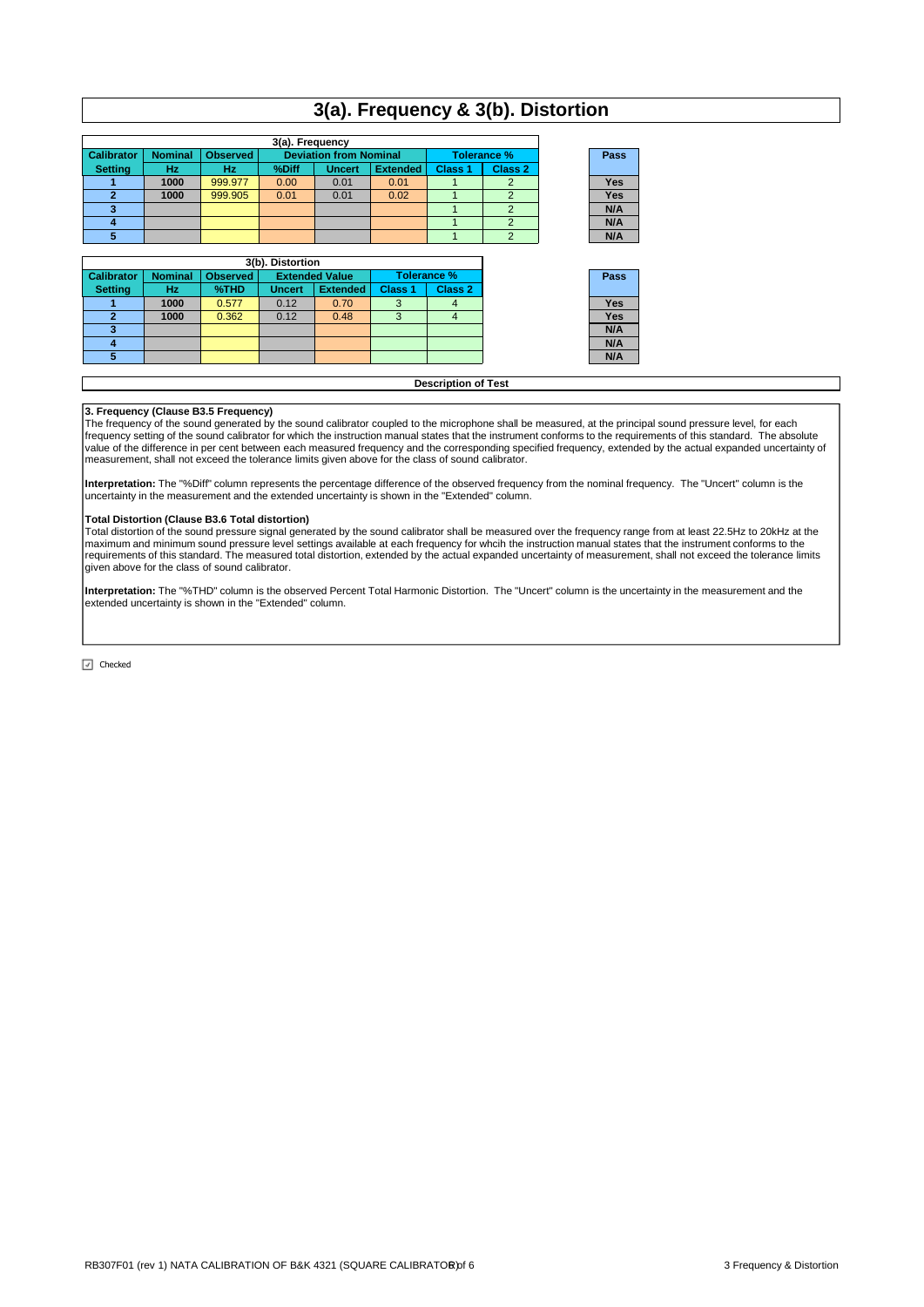# 3(a). Frequency & 3(b). Distortion

**3(a). Frequency**

| Calibrator Setting | Nominal Hz | Observed Hz | Deviation from Nominal %Diff | Uncert | Extended | Tolerance % Class 1 | Class 2 | | Pass |
|---|---|---|---|---|---|---|---|---|---|
| 1 | 1000 | 999.977 | 0.00 | 0.01 | 0.01 | 1 | 2 | | Yes |
| 2 | 1000 | 999.905 | 0.01 | 0.01 | 0.02 | 1 | 2 | | Yes |
| 3 | | | | | | 1 | 2 | | N/A |
| 4 | | | | | | 1 | 2 | | N/A |
| 5 | | | | | | 1 | 2 | | N/A |

**3(b). Distortion**

| Calibrator Setting | Nominal Hz | Observed %THD | Extended Value Uncert | Extended | Tolerance % Class 1 | Class 2 | | Pass |
|---|---|---|---|---|---|---|---|---|
| 1 | 1000 | 0.577 | 0.12 | 0.70 | 3 | 4 | | Yes |
| 2 | 1000 | 0.362 | 0.12 | 0.48 | 3 | 4 | | Yes |
| 3 | | | | | | | | N/A |
| 4 | | | | | | | | N/A |
| 5 | | | | | | | | N/A |

**Description of Test**

**3. Frequency (Clause B3.5 Frequency)**
The frequency of the sound generated by the sound calibrator coupled to the microphone shall be measured, at the principal sound pressure level, for each frequency setting of the sound calibrator for which the instruction manual states that the instrument conforms to the requirements of this standard. The absolute value of the difference in per cent between each measured frequency and the corresponding specified frequency, extended by the actual expanded uncertainty of measurement, shall not exceed the tolerance limits given above for the class of sound calibrator.

**Interpretation:** The "%Diff" column represents the percentage difference of the observed frequency from the nominal frequency. The "Uncert" column is the uncertainty in the measurement and the extended uncertainty is shown in the "Extended" column.

**Total Distortion (Clause B3.6 Total distortion)**
Total distortion of the sound pressure signal generated by the sound calibrator shall be measured over the frequency range from at least 22.5Hz to 20kHz at the maximum and minimum sound pressure level settings available at each frequency for whcih the instruction manual states that the instrument conforms to the requirements of this standard. The measured total distortion, extended by the actual expanded uncertainty of measurement, shall not exceed the tolerance limits given above for the class of sound calibrator.

**Interpretation:** The "%THD" column is the observed Percent Total Harmonic Distortion. The "Uncert" column is the uncertainty in the measurement and the extended uncertainty is shown in the "Extended" column.

☑ Checked